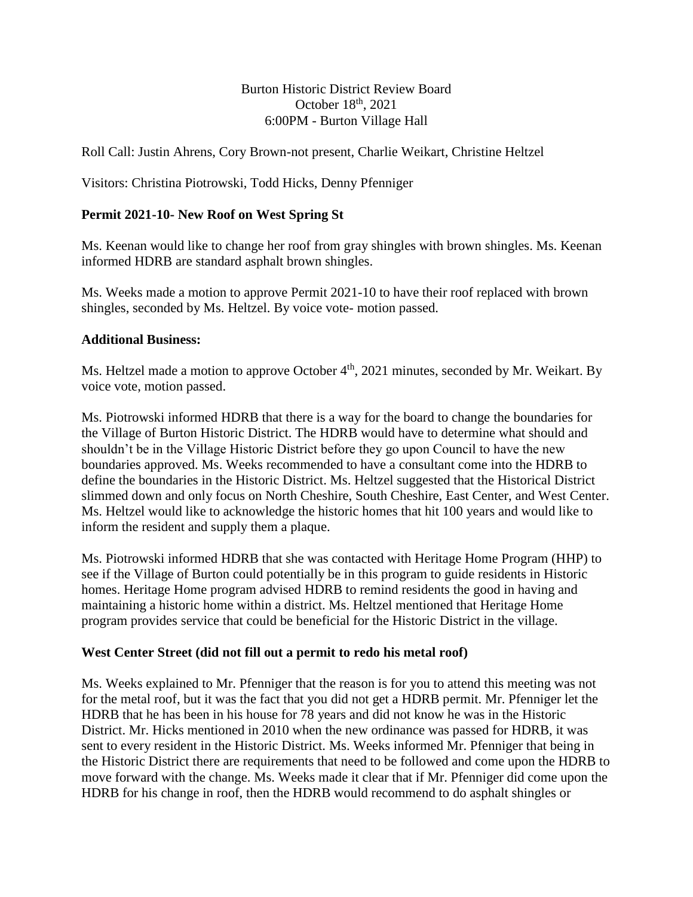Burton Historic District Review Board
October 18th, 2021
6:00PM - Burton Village Hall

Roll Call: Justin Ahrens, Cory Brown-not present, Charlie Weikart, Christine Heltzel

Visitors: Christina Piotrowski, Todd Hicks, Denny Pfenniger

**Permit 2021-10- New Roof on West Spring St**

Ms. Keenan would like to change her roof from gray shingles with brown shingles. Ms. Keenan informed HDRB are standard asphalt brown shingles.

Ms. Weeks made a motion to approve Permit 2021-10 to have their roof replaced with brown shingles, seconded by Ms. Heltzel. By voice vote- motion passed.

**Additional Business:**

Ms. Heltzel made a motion to approve October 4th, 2021 minutes, seconded by Mr. Weikart. By voice vote, motion passed.

Ms. Piotrowski informed HDRB that there is a way for the board to change the boundaries for the Village of Burton Historic District. The HDRB would have to determine what should and shouldn't be in the Village Historic District before they go upon Council to have the new boundaries approved. Ms. Weeks recommended to have a consultant come into the HDRB to define the boundaries in the Historic District. Ms. Heltzel suggested that the Historical District slimmed down and only focus on North Cheshire, South Cheshire, East Center, and West Center. Ms. Heltzel would like to acknowledge the historic homes that hit 100 years and would like to inform the resident and supply them a plaque.

Ms. Piotrowski informed HDRB that she was contacted with Heritage Home Program (HHP) to see if the Village of Burton could potentially be in this program to guide residents in Historic homes. Heritage Home program advised HDRB to remind residents the good in having and maintaining a historic home within a district. Ms. Heltzel mentioned that Heritage Home program provides service that could be beneficial for the Historic District in the village.

**West Center Street (did not fill out a permit to redo his metal roof)**

Ms. Weeks explained to Mr. Pfenniger that the reason is for you to attend this meeting was not for the metal roof, but it was the fact that you did not get a HDRB permit. Mr. Pfenniger let the HDRB that he has been in his house for 78 years and did not know he was in the Historic District. Mr. Hicks mentioned in 2010 when the new ordinance was passed for HDRB, it was sent to every resident in the Historic District. Ms. Weeks informed Mr. Pfenniger that being in the Historic District there are requirements that need to be followed and come upon the HDRB to move forward with the change. Ms. Weeks made it clear that if Mr. Pfenniger did come upon the HDRB for his change in roof, then the HDRB would recommend to do asphalt shingles or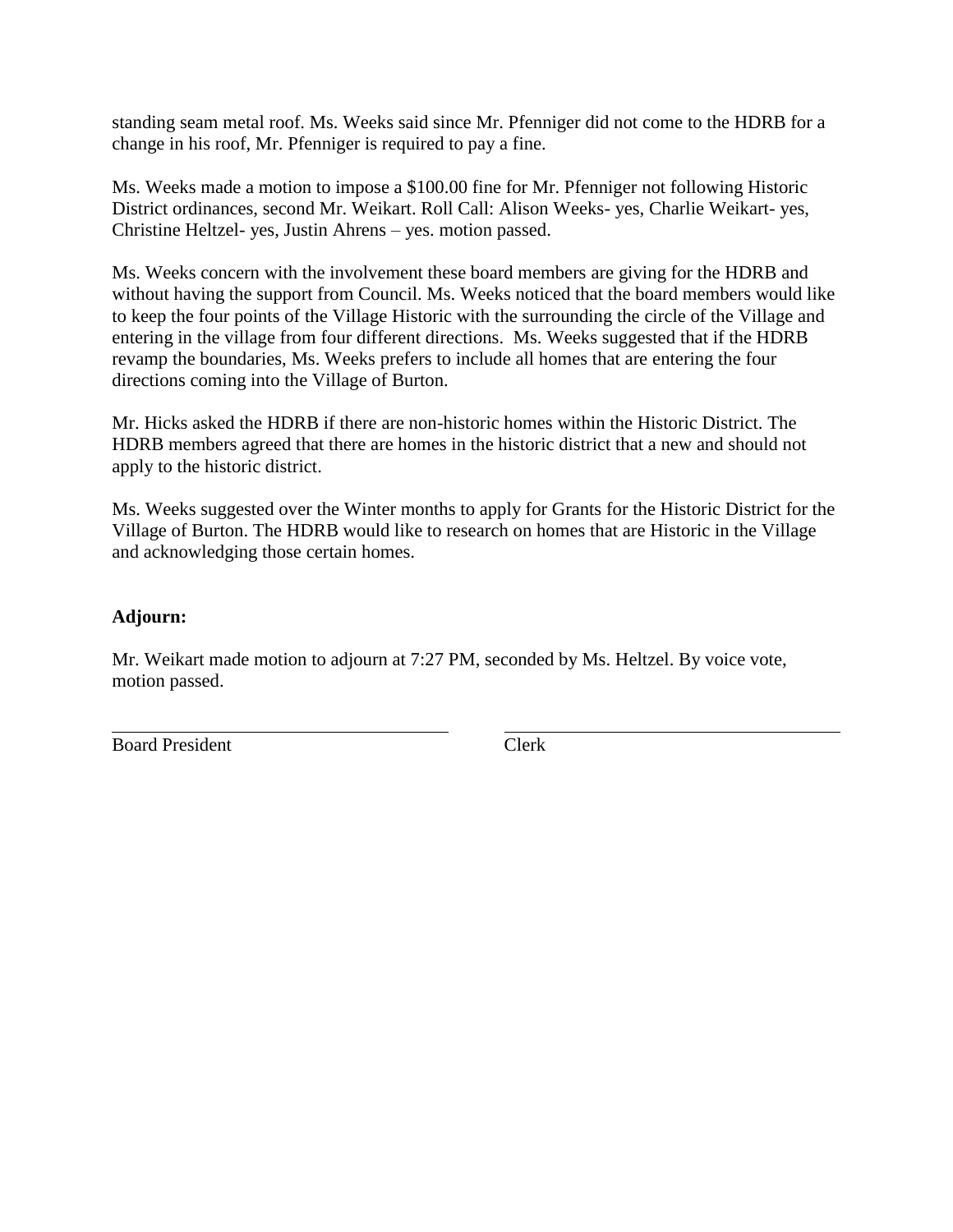standing seam metal roof. Ms. Weeks said since Mr. Pfenniger did not come to the HDRB for a change in his roof, Mr. Pfenniger is required to pay a fine.

Ms. Weeks made a motion to impose a $100.00 fine for Mr. Pfenniger not following Historic District ordinances, second Mr. Weikart. Roll Call: Alison Weeks- yes, Charlie Weikart- yes, Christine Heltzel- yes, Justin Ahrens – yes. motion passed.

Ms. Weeks concern with the involvement these board members are giving for the HDRB and without having the support from Council. Ms. Weeks noticed that the board members would like to keep the four points of the Village Historic with the surrounding the circle of the Village and entering in the village from four different directions. Ms. Weeks suggested that if the HDRB revamp the boundaries, Ms. Weeks prefers to include all homes that are entering the four directions coming into the Village of Burton.

Mr. Hicks asked the HDRB if there are non-historic homes within the Historic District. The HDRB members agreed that there are homes in the historic district that a new and should not apply to the historic district.

Ms. Weeks suggested over the Winter months to apply for Grants for the Historic District for the Village of Burton. The HDRB would like to research on homes that are Historic in the Village and acknowledging those certain homes.

**Adjourn:**

Mr. Weikart made motion to adjourn at 7:27 PM, seconded by Ms. Heltzel. By voice vote, motion passed.

\_\_\_\_\_\_\_\_\_\_\_\_\_\_\_\_\_\_\_\_\_\_\_\_\_\_\_\_\_\_\_\_\_\_\_\_
Board President

\_\_\_\_\_\_\_\_\_\_\_\_\_\_\_\_\_\_\_\_\_\_\_\_\_\_\_\_\_\_\_\_\_\_\_\_
Clerk